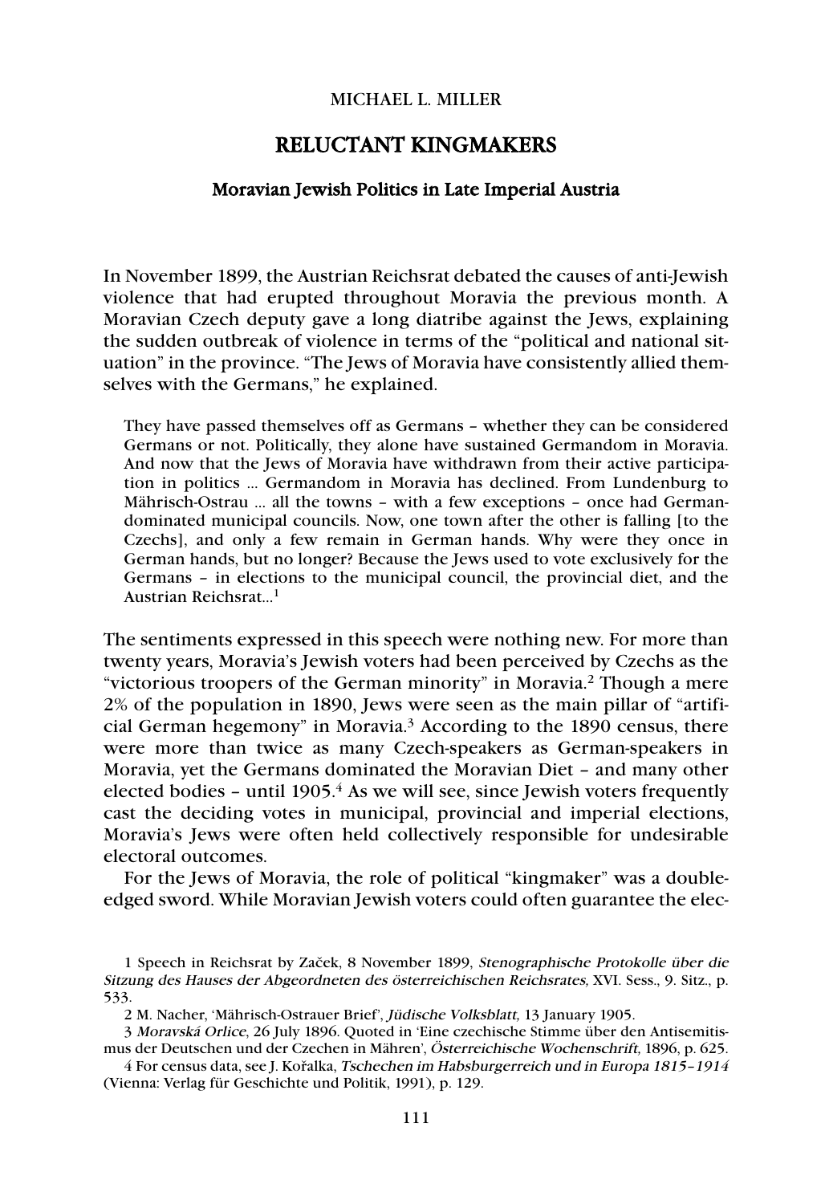MICHAEL L. MILLER

# RELUCTANT KINGMAKERS

## Moravian Jewish Politics in Late Imperial Austria

In November 1899, the Austrian Reichsrat debated the causes of anti-Jewish violence that had erupted throughout Moravia the previous month. A Moravian Czech deputy gave a long diatribe against the Jews, explaining the sudden outbreak of violence in terms of the "political and national situation" in the province. "The Jews of Moravia have consistently allied themselves with the Germans," he explained.

> They have passed themselves off as Germans – whether they can be considered Germans or not. Politically, they alone have sustained Germandom in Moravia. And now that the Jews of Moravia have withdrawn from their active participation in politics ... Germandom in Moravia has declined. From Lundenburg to Mährisch-Ostrau ... all the towns – with a few exceptions – once had German-dominated municipal councils. Now, one town after the other is falling [to the Czechs], and only a few remain in German hands. Why were they once in German hands, but no longer? Because the Jews used to vote exclusively for the Germans – in elections to the municipal council, the provincial diet, and the Austrian Reichsrat...[1]

The sentiments expressed in this speech were nothing new. For more than twenty years, Moravia's Jewish voters had been perceived by Czechs as the "victorious troopers of the German minority" in Moravia.[2] Though a mere 2% of the population in 1890, Jews were seen as the main pillar of "artificial German hegemony" in Moravia.[3] According to the 1890 census, there were more than twice as many Czech-speakers as German-speakers in Moravia, yet the Germans dominated the Moravian Diet – and many other elected bodies – until 1905.[4] As we will see, since Jewish voters frequently cast the deciding votes in municipal, provincial and imperial elections, Moravia's Jews were often held collectively responsible for undesirable electoral outcomes.

For the Jews of Moravia, the role of political "kingmaker" was a double-edged sword. While Moravian Jewish voters could often guarantee the elec-

---

1 Speech in Reichsrat by Začek, 8 November 1899, *Stenographische Protokolle über die Sitzung des Hauses der Abgeordneten des österreichischen Reichsrates,* XVI. Sess., 9. Sitz., p. 533.

2 M. Nacher, 'Mährisch-Ostrauer Brief', *Jüdische Volksblatt,* 13 January 1905.

3 *Moravská Orlice*, 26 July 1896. Quoted in 'Eine czechische Stimme über den Antisemitismus der Deutschen und der Czechen in Mähren', *Österreichische Wochenschrift,* 1896, p. 625.

4 For census data, see J. Kořalka, *Tschechen im Habsburgerreich und in Europa 1815–1914* (Vienna: Verlag für Geschichte und Politik, 1991), p. 129.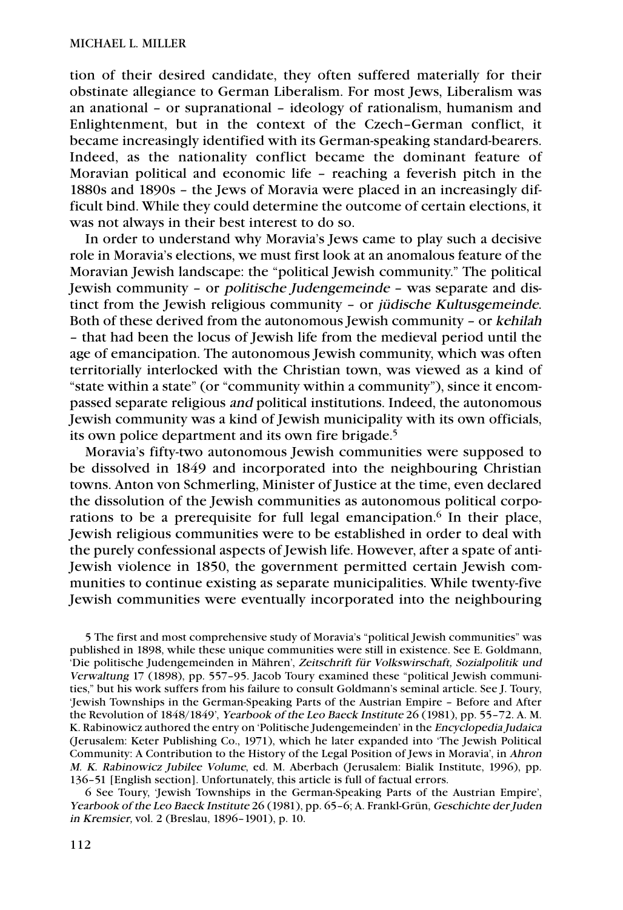tion of their desired candidate, they often suffered materially for their obstinate allegiance to German Liberalism. For most Jews, Liberalism was an anational – or supranational – ideology of rationalism, humanism and Enlightenment, but in the context of the Czech–German conflict, it became increasingly identified with its German-speaking standard-bearers. Indeed, as the nationality conflict became the dominant feature of Moravian political and economic life – reaching a feverish pitch in the 1880s and 1890s – the Jews of Moravia were placed in an increasingly difficult bind. While they could determine the outcome of certain elections, it was not always in their best interest to do so.

In order to understand why Moravia's Jews came to play such a decisive role in Moravia's elections, we must first look at an anomalous feature of the Moravian Jewish landscape: the "political Jewish community." The political Jewish community – or *politische Judengemeinde* – was separate and distinct from the Jewish religious community – or *jüdische Kultusgemeinde*. Both of these derived from the autonomous Jewish community – or *kehilah* – that had been the locus of Jewish life from the medieval period until the age of emancipation. The autonomous Jewish community, which was often territorially interlocked with the Christian town, was viewed as a kind of "state within a state" (or "community within a community"), since it encompassed separate religious *and* political institutions. Indeed, the autonomous Jewish community was a kind of Jewish municipality with its own officials, its own police department and its own fire brigade.[5]

Moravia's fifty-two autonomous Jewish communities were supposed to be dissolved in 1849 and incorporated into the neighbouring Christian towns. Anton von Schmerling, Minister of Justice at the time, even declared the dissolution of the Jewish communities as autonomous political corporations to be a prerequisite for full legal emancipation.[6] In their place, Jewish religious communities were to be established in order to deal with the purely confessional aspects of Jewish life. However, after a spate of anti-Jewish violence in 1850, the government permitted certain Jewish communities to continue existing as separate municipalities. While twenty-five Jewish communities were eventually incorporated into the neighbouring

5 The first and most comprehensive study of Moravia's "political Jewish communities" was published in 1898, while these unique communities were still in existence. See E. Goldmann, 'Die politische Judengemeinden in Mähren', *Zeitschrift für Volkswirtschaft, Sozialpolitik und Verwaltung* 17 (1898), pp. 557–95. Jacob Toury examined these "political Jewish communities," but his work suffers from his failure to consult Goldmann's seminal article. See J. Toury, 'Jewish Townships in the German-Speaking Parts of the Austrian Empire – Before and After the Revolution of 1848/1849', *Yearbook of the Leo Baeck Institute* 26 (1981), pp. 55–72. A. M. K. Rabinowicz authored the entry on 'Politische Judengemeinden' in the *Encyclopedia Judaica* (Jerusalem: Keter Publishing Co., 1971), which he later expanded into 'The Jewish Political Community: A Contribution to the History of the Legal Position of Jews in Moravia', in *Ahron M. K. Rabinowicz Jubilee Volume*, ed. M. Aberbach (Jerusalem: Bialik Institute, 1996), pp. 136–51 [English section]. Unfortunately, this article is full of factual errors.

6 See Toury, 'Jewish Townships in the German-Speaking Parts of the Austrian Empire', *Yearbook of the Leo Baeck Institute* 26 (1981), pp. 65–6; A. Frankl-Grün, *Geschichte der Juden in Kremsier,* vol. 2 (Breslau, 1896–1901), p. 10.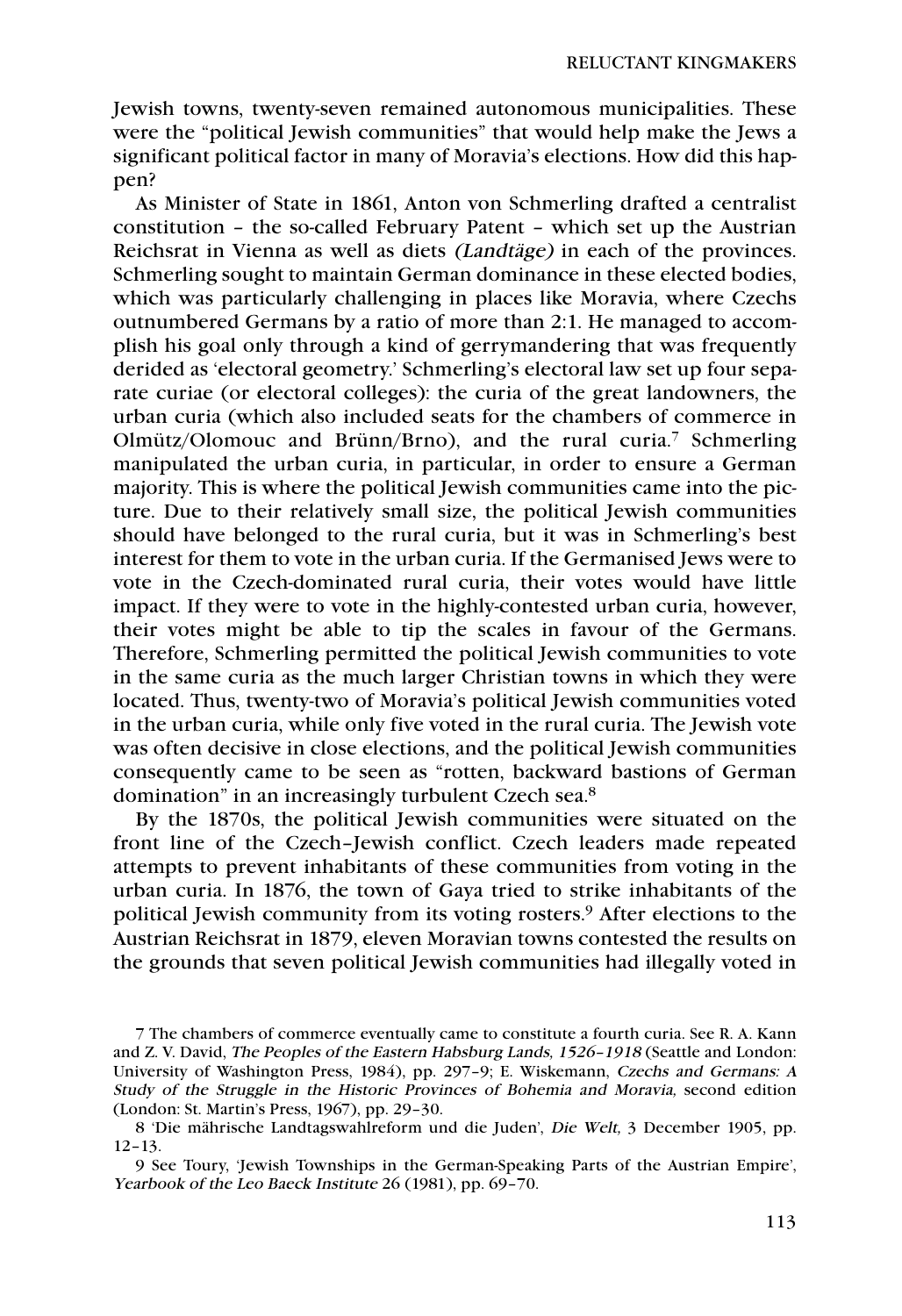Jewish towns, twenty-seven remained autonomous municipalities. These were the "political Jewish communities" that would help make the Jews a significant political factor in many of Moravia's elections. How did this happen?

As Minister of State in 1861, Anton von Schmerling drafted a centralist constitution – the so-called February Patent – which set up the Austrian Reichsrat in Vienna as well as diets *(Landtäge)* in each of the provinces. Schmerling sought to maintain German dominance in these elected bodies, which was particularly challenging in places like Moravia, where Czechs outnumbered Germans by a ratio of more than 2:1. He managed to accomplish his goal only through a kind of gerrymandering that was frequently derided as 'electoral geometry.' Schmerling's electoral law set up four separate curiae (or electoral colleges): the curia of the great landowners, the urban curia (which also included seats for the chambers of commerce in Olmütz/Olomouc and Brünn/Brno), and the rural curia.[7] Schmerling manipulated the urban curia, in particular, in order to ensure a German majority. This is where the political Jewish communities came into the picture. Due to their relatively small size, the political Jewish communities should have belonged to the rural curia, but it was in Schmerling's best interest for them to vote in the urban curia. If the Germanised Jews were to vote in the Czech-dominated rural curia, their votes would have little impact. If they were to vote in the highly-contested urban curia, however, their votes might be able to tip the scales in favour of the Germans. Therefore, Schmerling permitted the political Jewish communities to vote in the same curia as the much larger Christian towns in which they were located. Thus, twenty-two of Moravia's political Jewish communities voted in the urban curia, while only five voted in the rural curia. The Jewish vote was often decisive in close elections, and the political Jewish communities consequently came to be seen as "rotten, backward bastions of German domination" in an increasingly turbulent Czech sea.[8]

By the 1870s, the political Jewish communities were situated on the front line of the Czech–Jewish conflict. Czech leaders made repeated attempts to prevent inhabitants of these communities from voting in the urban curia. In 1876, the town of Gaya tried to strike inhabitants of the political Jewish community from its voting rosters.[9] After elections to the Austrian Reichsrat in 1879, eleven Moravian towns contested the results on the grounds that seven political Jewish communities had illegally voted in

7 The chambers of commerce eventually came to constitute a fourth curia. See R. A. Kann and Z. V. David, *The Peoples of the Eastern Habsburg Lands, 1526–1918* (Seattle and London: University of Washington Press, 1984), pp. 297–9; E. Wiskemann, *Czechs and Germans: A Study of the Struggle in the Historic Provinces of Bohemia and Moravia,* second edition (London: St. Martin's Press, 1967), pp. 29–30.

8 'Die mährische Landtagswahlreform und die Juden', *Die Welt,* 3 December 1905, pp. 12–13.

9 See Toury, 'Jewish Townships in the German-Speaking Parts of the Austrian Empire', *Yearbook of the Leo Baeck Institute* 26 (1981), pp. 69–70.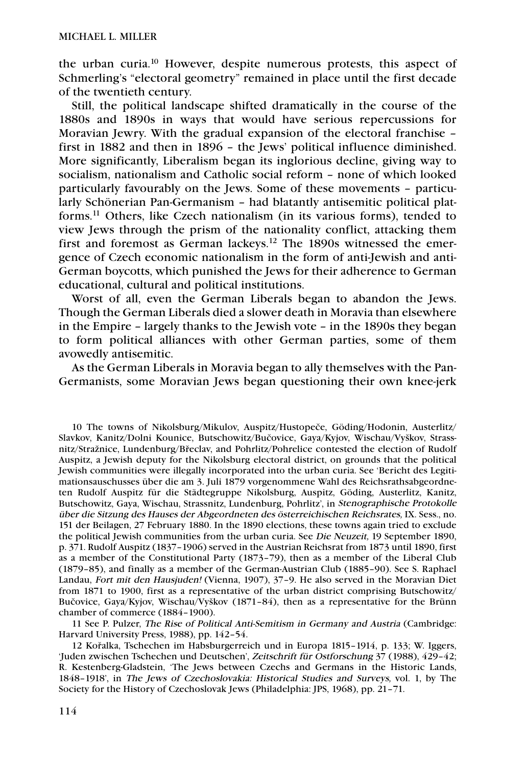the urban curia.[10] However, despite numerous protests, this aspect of Schmerling's "electoral geometry" remained in place until the first decade of the twentieth century.

Still, the political landscape shifted dramatically in the course of the 1880s and 1890s in ways that would have serious repercussions for Moravian Jewry. With the gradual expansion of the electoral franchise – first in 1882 and then in 1896 – the Jews' political influence diminished. More significantly, Liberalism began its inglorious decline, giving way to socialism, nationalism and Catholic social reform – none of which looked particularly favourably on the Jews. Some of these movements – particularly Schönerian Pan-Germanism – had blatantly antisemitic political platforms.[11] Others, like Czech nationalism (in its various forms), tended to view Jews through the prism of the nationality conflict, attacking them first and foremost as German lackeys.[12] The 1890s witnessed the emergence of Czech economic nationalism in the form of anti-Jewish and anti-German boycotts, which punished the Jews for their adherence to German educational, cultural and political institutions.

Worst of all, even the German Liberals began to abandon the Jews. Though the German Liberals died a slower death in Moravia than elsewhere in the Empire – largely thanks to the Jewish vote – in the 1890s they began to form political alliances with other German parties, some of them avowedly antisemitic.

As the German Liberals in Moravia began to ally themselves with the Pan-Germanists, some Moravian Jews began questioning their own knee-jerk

10 The towns of Nikolsburg/Mikulov, Auspitz/Hustopeče, Göding/Hodonin, Austerlitz/Slavkov, Kanitz/Dolni Kounice, Butschowitz/Bučovice, Gaya/Kyjov, Wischau/Vyškov, Strassnitz/Stražnice, Lundenburg/Břeclav, and Pohrlitz/Pohrelice contested the election of Rudolf Auspitz, a Jewish deputy for the Nikolsburg electoral district, on grounds that the political Jewish communities were illegally incorporated into the urban curia. See 'Bericht des Legitimationsauschusses über die am 3. Juli 1879 vorgenommene Wahl des Reichsrathsabgeordneten Rudolf Auspitz für die Städtegruppe Nikolsburg, Auspitz, Göding, Austerlitz, Kanitz, Butschowitz, Gaya, Wischau, Strassnitz, Lundenburg, Pohrlitz', in *Stenographische Protokolle über die Sitzung des Hauses der Abgeordneten des österreichischen Reichsrates,* IX. Sess., no. 151 der Beilagen, 27 February 1880. In the 1890 elections, these towns again tried to exclude the political Jewish communities from the urban curia. See *Die Neuzeit,* 19 September 1890, p. 371. Rudolf Auspitz (1837–1906) served in the Austrian Reichsrat from 1873 until 1890, first as a member of the Constitutional Party (1873–79), then as a member of the Liberal Club (1879–85), and finally as a member of the German-Austrian Club (1885–90). See S. Raphael Landau, *Fort mit den Hausjuden!* (Vienna, 1907), 37–9. He also served in the Moravian Diet from 1871 to 1900, first as a representative of the urban district comprising Butschowitz/Bučovice, Gaya/Kyjov, Wischau/Vyškov (1871–84), then as a representative for the Brünn chamber of commerce (1884–1900).

11 See P. Pulzer, *The Rise of Political Anti-Semitism in Germany and Austria* (Cambridge: Harvard University Press, 1988), pp. 142–54.

12 Kořalka, Tschechen im Habsburgerreich und in Europa 1815–1914, p. 133; W. Iggers, 'Juden zwischen Tschechen und Deutschen', *Zeitschrift für Ostforschung* 37 (1988), 429–42; R. Kestenberg-Gladstein, 'The Jews between Czechs and Germans in the Historic Lands, 1848–1918', in *The Jews of Czechoslovakia: Historical Studies and Surveys,* vol. 1, by The Society for the History of Czechoslovak Jews (Philadelphia: JPS, 1968), pp. 21–71.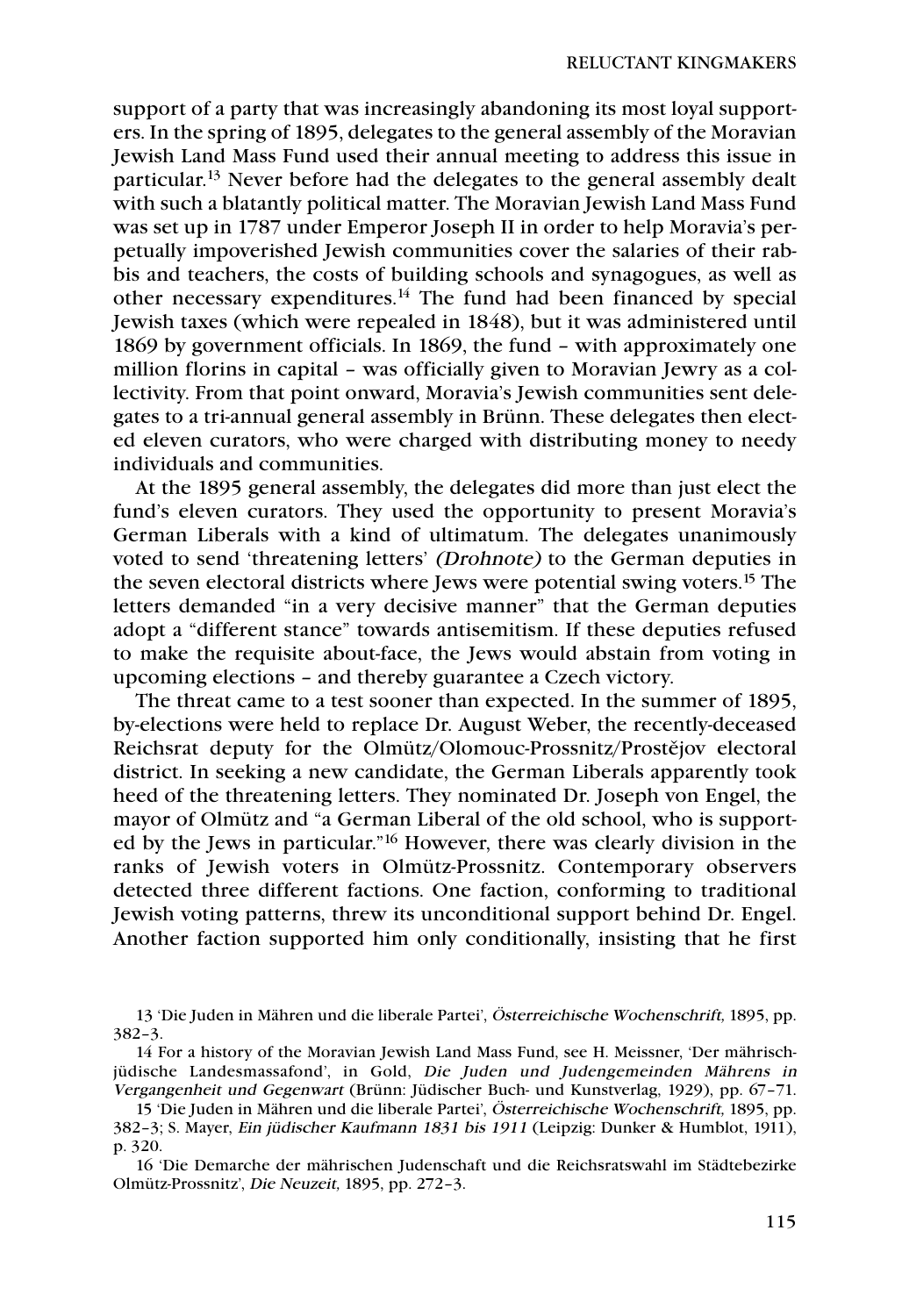support of a party that was increasingly abandoning its most loyal supporters. In the spring of 1895, delegates to the general assembly of the Moravian Jewish Land Mass Fund used their annual meeting to address this issue in particular.[13] Never before had the delegates to the general assembly dealt with such a blatantly political matter. The Moravian Jewish Land Mass Fund was set up in 1787 under Emperor Joseph II in order to help Moravia's perpetually impoverished Jewish communities cover the salaries of their rabbis and teachers, the costs of building schools and synagogues, as well as other necessary expenditures.[14] The fund had been financed by special Jewish taxes (which were repealed in 1848), but it was administered until 1869 by government officials. In 1869, the fund – with approximately one million florins in capital – was officially given to Moravian Jewry as a collectivity. From that point onward, Moravia's Jewish communities sent delegates to a tri-annual general assembly in Brünn. These delegates then elected eleven curators, who were charged with distributing money to needy individuals and communities.

At the 1895 general assembly, the delegates did more than just elect the fund's eleven curators. They used the opportunity to present Moravia's German Liberals with a kind of ultimatum. The delegates unanimously voted to send 'threatening letters' *(Drohnote)* to the German deputies in the seven electoral districts where Jews were potential swing voters.[15] The letters demanded "in a very decisive manner" that the German deputies adopt a "different stance" towards antisemitism. If these deputies refused to make the requisite about-face, the Jews would abstain from voting in upcoming elections – and thereby guarantee a Czech victory.

The threat came to a test sooner than expected. In the summer of 1895, by-elections were held to replace Dr. August Weber, the recently-deceased Reichsrat deputy for the Olmütz/Olomouc-Prossnitz/Prostějov electoral district. In seeking a new candidate, the German Liberals apparently took heed of the threatening letters. They nominated Dr. Joseph von Engel, the mayor of Olmütz and "a German Liberal of the old school, who is supported by the Jews in particular."[16] However, there was clearly division in the ranks of Jewish voters in Olmütz-Prossnitz. Contemporary observers detected three different factions. One faction, conforming to traditional Jewish voting patterns, threw its unconditional support behind Dr. Engel. Another faction supported him only conditionally, insisting that he first

---

13 'Die Juden in Mähren und die liberale Partei', *Österreichische Wochenschrift,* 1895, pp. 382–3.

14 For a history of the Moravian Jewish Land Mass Fund, see H. Meissner, 'Der mährisch-jüdische Landesmassafond', in Gold, *Die Juden und Judengemeinden Mährens in Vergangenheit und Gegenwart* (Brünn: Jüdischer Buch- und Kunstverlag, 1929), pp. 67–71.

15 'Die Juden in Mähren und die liberale Partei', *Österreichische Wochenschrift,* 1895, pp. 382–3; S. Mayer, *Ein jüdischer Kaufmann 1831 bis 1911* (Leipzig: Dunker & Humblot, 1911), p. 320.

16 'Die Demarche der mährischen Judenschaft und die Reichsratswahl im Städtebezirke Olmütz-Prossnitz', *Die Neuzeit,* 1895, pp. 272–3.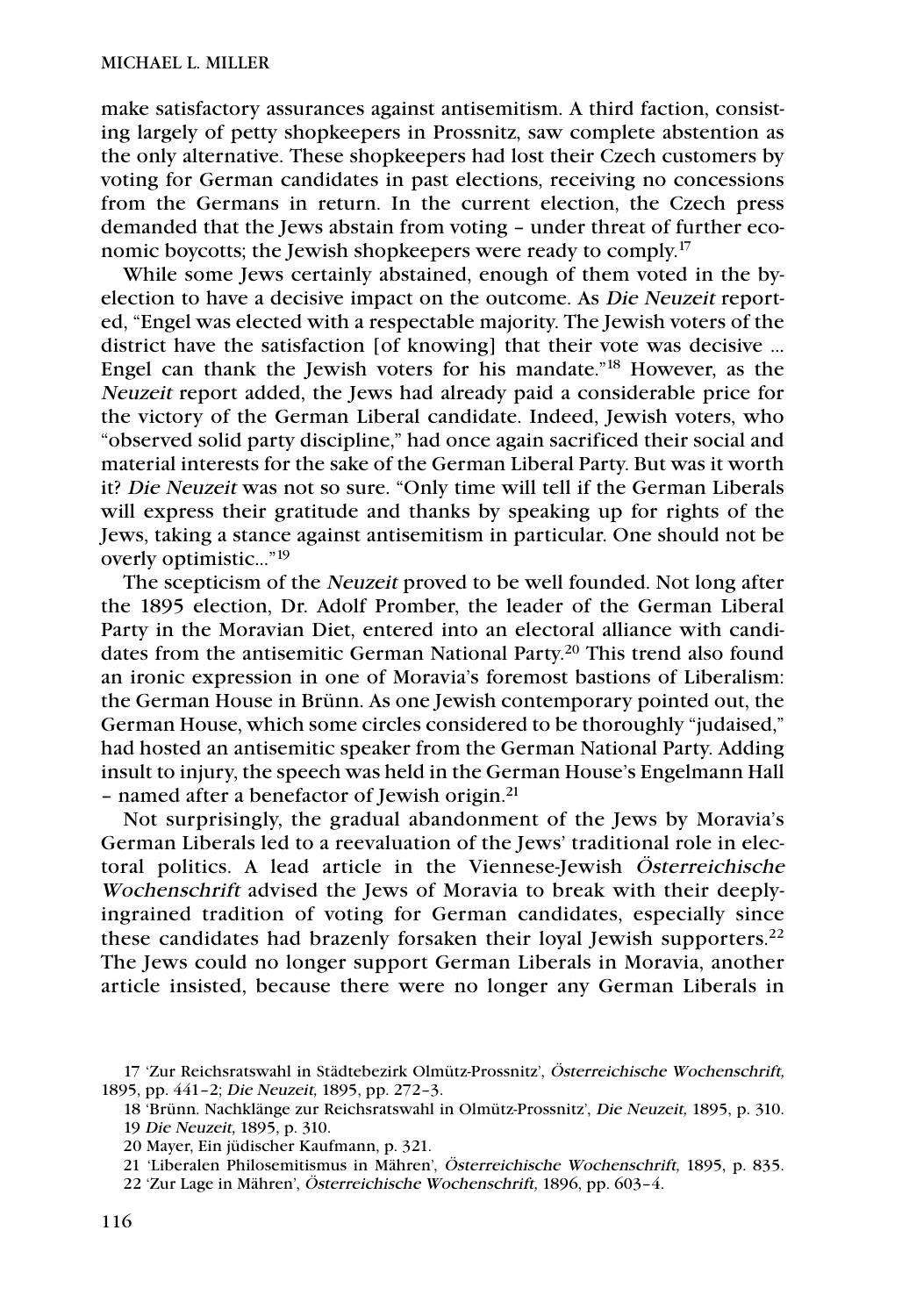make satisfactory assurances against antisemitism. A third faction, consisting largely of petty shopkeepers in Prossnitz, saw complete abstention as the only alternative. These shopkeepers had lost their Czech customers by voting for German candidates in past elections, receiving no concessions from the Germans in return. In the current election, the Czech press demanded that the Jews abstain from voting – under threat of further economic boycotts; the Jewish shopkeepers were ready to comply.[17]

While some Jews certainly abstained, enough of them voted in the by-election to have a decisive impact on the outcome. As *Die Neuzeit* reported, "Engel was elected with a respectable majority. The Jewish voters of the district have the satisfaction [of knowing] that their vote was decisive ... Engel can thank the Jewish voters for his mandate."[18] However, as the *Neuzeit* report added, the Jews had already paid a considerable price for the victory of the German Liberal candidate. Indeed, Jewish voters, who "observed solid party discipline," had once again sacrificed their social and material interests for the sake of the German Liberal Party. But was it worth it? *Die Neuzeit* was not so sure. "Only time will tell if the German Liberals will express their gratitude and thanks by speaking up for rights of the Jews, taking a stance against antisemitism in particular. One should not be overly optimistic..."[19]

The scepticism of the *Neuzeit* proved to be well founded. Not long after the 1895 election, Dr. Adolf Promber, the leader of the German Liberal Party in the Moravian Diet, entered into an electoral alliance with candidates from the antisemitic German National Party.[20] This trend also found an ironic expression in one of Moravia's foremost bastions of Liberalism: the German House in Brünn. As one Jewish contemporary pointed out, the German House, which some circles considered to be thoroughly "judaised," had hosted an antisemitic speaker from the German National Party. Adding insult to injury, the speech was held in the German House's Engelmann Hall – named after a benefactor of Jewish origin.[21]

Not surprisingly, the gradual abandonment of the Jews by Moravia's German Liberals led to a reevaluation of the Jews' traditional role in electoral politics. A lead article in the Viennese-Jewish *Österreichische Wochenschrift* advised the Jews of Moravia to break with their deeply-ingrained tradition of voting for German candidates, especially since these candidates had brazenly forsaken their loyal Jewish supporters.[22] The Jews could no longer support German Liberals in Moravia, another article insisted, because there were no longer any German Liberals in

17 'Zur Reichsratswahl in Städtebezirk Olmütz-Prossnitz', *Österreichische Wochenschrift,* 1895, pp. 441–2; *Die Neuzeit,* 1895, pp. 272–3.

18 'Brünn. Nachklänge zur Reichsratswahl in Olmütz-Prossnitz', *Die Neuzeit,* 1895, p. 310.

19 *Die Neuzeit,* 1895, p. 310.

20 Mayer, Ein jüdischer Kaufmann, p. 321.

21 'Liberalen Philosemitismus in Mähren', *Österreichische Wochenschrift,* 1895, p. 835.

22 'Zur Lage in Mähren', *Österreichische Wochenschrift,* 1896, pp. 603–4.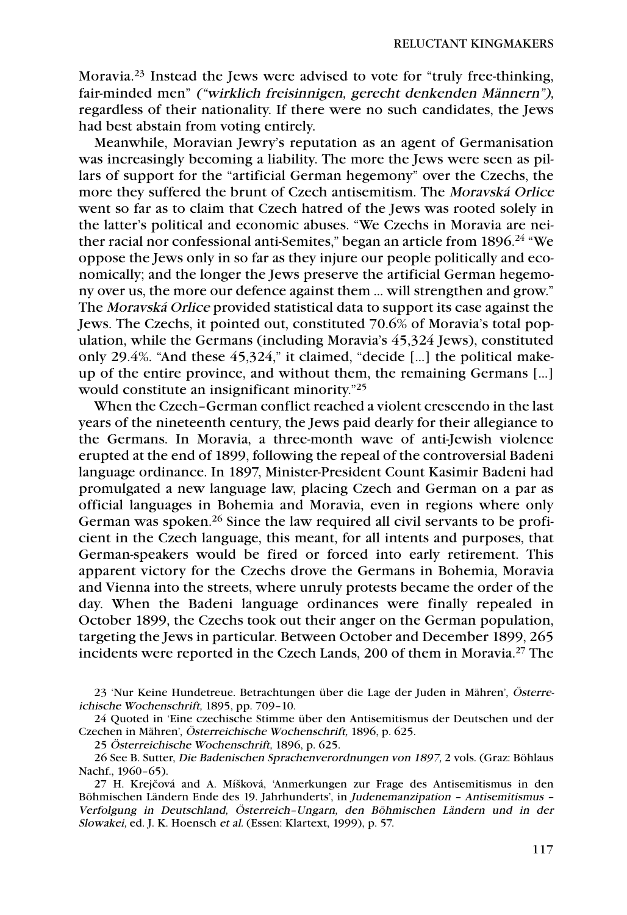Moravia.[23] Instead the Jews were advised to vote for "truly free-thinking, fair-minded men" *("wirklich freisinnigen, gerecht denkenden Männern")*, regardless of their nationality. If there were no such candidates, the Jews had best abstain from voting entirely.

Meanwhile, Moravian Jewry's reputation as an agent of Germanisation was increasingly becoming a liability. The more the Jews were seen as pillars of support for the "artificial German hegemony" over the Czechs, the more they suffered the brunt of Czech antisemitism. The *Moravská Orlice* went so far as to claim that Czech hatred of the Jews was rooted solely in the latter's political and economic abuses. "We Czechs in Moravia are neither racial nor confessional anti-Semites," began an article from 1896.[24] "We oppose the Jews only in so far as they injure our people politically and economically; and the longer the Jews preserve the artificial German hegemony over us, the more our defence against them ... will strengthen and grow." The *Moravská Orlice* provided statistical data to support its case against the Jews. The Czechs, it pointed out, constituted 70.6% of Moravia's total population, while the Germans (including Moravia's 45,324 Jews), constituted only 29.4%. "And these 45,324," it claimed, "decide [...] the political make-up of the entire province, and without them, the remaining Germans [...] would constitute an insignificant minority."[25]

When the Czech–German conflict reached a violent crescendo in the last years of the nineteenth century, the Jews paid dearly for their allegiance to the Germans. In Moravia, a three-month wave of anti-Jewish violence erupted at the end of 1899, following the repeal of the controversial Badeni language ordinance. In 1897, Minister-President Count Kasimir Badeni had promulgated a new language law, placing Czech and German on a par as official languages in Bohemia and Moravia, even in regions where only German was spoken.[26] Since the law required all civil servants to be proficient in the Czech language, this meant, for all intents and purposes, that German-speakers would be fired or forced into early retirement. This apparent victory for the Czechs drove the Germans in Bohemia, Moravia and Vienna into the streets, where unruly protests became the order of the day. When the Badeni language ordinances were finally repealed in October 1899, the Czechs took out their anger on the German population, targeting the Jews in particular. Between October and December 1899, 265 incidents were reported in the Czech Lands, 200 of them in Moravia.[27] The

23 'Nur Keine Hundetreue. Betrachtungen über die Lage der Juden in Mähren', *Österreichische Wochenschrift,* 1895, pp. 709–10.

24 Quoted in 'Eine czechische Stimme über den Antisemitismus der Deutschen und der Czechen in Mähren', *Österreichische Wochenschrift,* 1896, p. 625.

25 *Österreichische Wochenschrift,* 1896, p. 625.

26 See B. Sutter, *Die Badenischen Sprachenverordnungen von 1897,* 2 vols. (Graz: Böhlaus Nachf., 1960–65).

27 H. Krejčová and A. Míšková, 'Anmerkungen zur Frage des Antisemitismus in den Böhmischen Ländern Ende des 19. Jahrhunderts', in *Judenemanzipation – Antisemitismus – Verfolgung in Deutschland, Österreich-Ungarn, den Böhmischen Ländern und in der Slowakei,* ed. J. K. Hoensch *et al.* (Essen: Klartext, 1999), p. 57.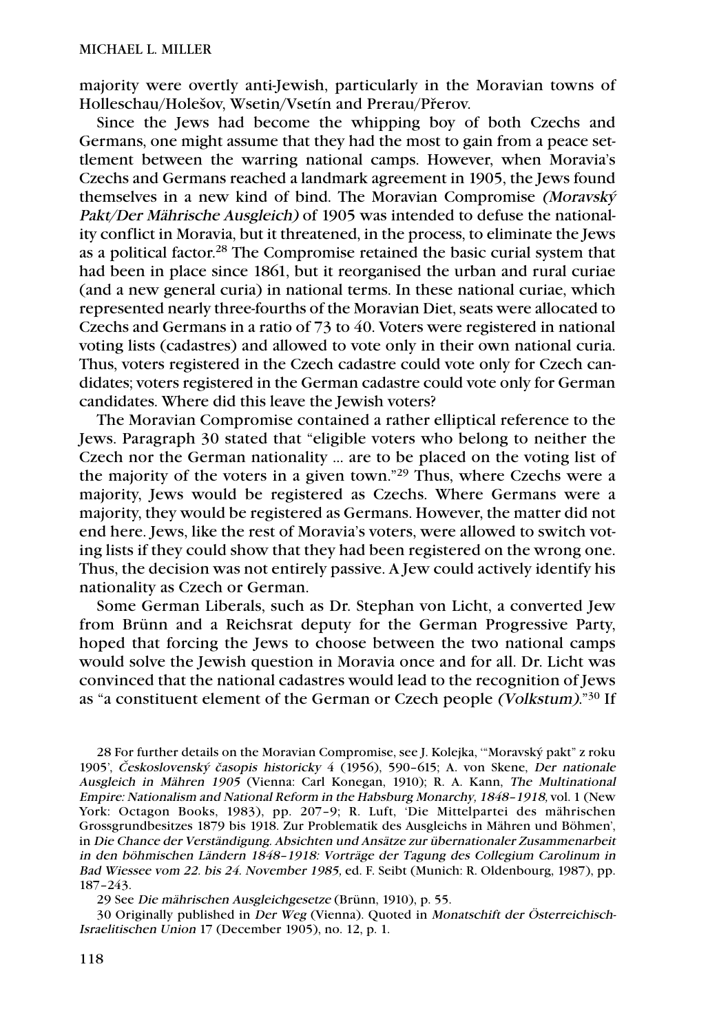majority were overtly anti-Jewish, particularly in the Moravian towns of Holleschau/Holešov, Wsetin/Vsetín and Prerau/Přerov.

Since the Jews had become the whipping boy of both Czechs and Germans, one might assume that they had the most to gain from a peace settlement between the warring national camps. However, when Moravia's Czechs and Germans reached a landmark agreement in 1905, the Jews found themselves in a new kind of bind. The Moravian Compromise *(Moravský Pakt/Der Mährische Ausgleich)* of 1905 was intended to defuse the nationality conflict in Moravia, but it threatened, in the process, to eliminate the Jews as a political factor.[28] The Compromise retained the basic curial system that had been in place since 1861, but it reorganised the urban and rural curiae (and a new general curia) in national terms. In these national curiae, which represented nearly three-fourths of the Moravian Diet, seats were allocated to Czechs and Germans in a ratio of 73 to 40. Voters were registered in national voting lists (cadastres) and allowed to vote only in their own national curia. Thus, voters registered in the Czech cadastre could vote only for Czech candidates; voters registered in the German cadastre could vote only for German candidates. Where did this leave the Jewish voters?

The Moravian Compromise contained a rather elliptical reference to the Jews. Paragraph 30 stated that "eligible voters who belong to neither the Czech nor the German nationality ... are to be placed on the voting list of the majority of the voters in a given town."[29] Thus, where Czechs were a majority, Jews would be registered as Czechs. Where Germans were a majority, they would be registered as Germans. However, the matter did not end here. Jews, like the rest of Moravia's voters, were allowed to switch voting lists if they could show that they had been registered on the wrong one. Thus, the decision was not entirely passive. A Jew could actively identify his nationality as Czech or German.

Some German Liberals, such as Dr. Stephan von Licht, a converted Jew from Brünn and a Reichsrat deputy for the German Progressive Party, hoped that forcing the Jews to choose between the two national camps would solve the Jewish question in Moravia once and for all. Dr. Licht was convinced that the national cadastres would lead to the recognition of Jews as "a constituent element of the German or Czech people *(Volkstum)*."[30] If

---

28 For further details on the Moravian Compromise, see J. Kolejka, '"Moravský pakt" z roku 1905', *Československý časopis historicky* 4 (1956), 590–615; A. von Skene, *Der nationale Ausgleich in Mähren 1905* (Vienna: Carl Konegan, 1910); R. A. Kann, *The Multinational Empire: Nationalism and National Reform in the Habsburg Monarchy, 1848–1918*, vol. 1 (New York: Octagon Books, 1983), pp. 207–9; R. Luft, 'Die Mittelpartei des mährischen Grossgrundbesitzes 1879 bis 1918. Zur Problematik des Ausgleichs in Mähren und Böhmen', in *Die Chance der Verständigung. Absichten und Ansätze zur übernationaler Zusammenarbeit in den böhmischen Ländern 1848–1918: Vorträge der Tagung des Collegium Carolinum in Bad Wiessee vom 22. bis 24. November 1985*, ed. F. Seibt (Munich: R. Oldenbourg, 1987), pp. 187–243.

29 See *Die mährischen Ausgleichgesetze* (Brünn, 1910), p. 55.

30 Originally published in *Der Weg* (Vienna). Quoted in *Monatschift der Österreichisch-Israelitischen Union* 17 (December 1905), no. 12, p. 1.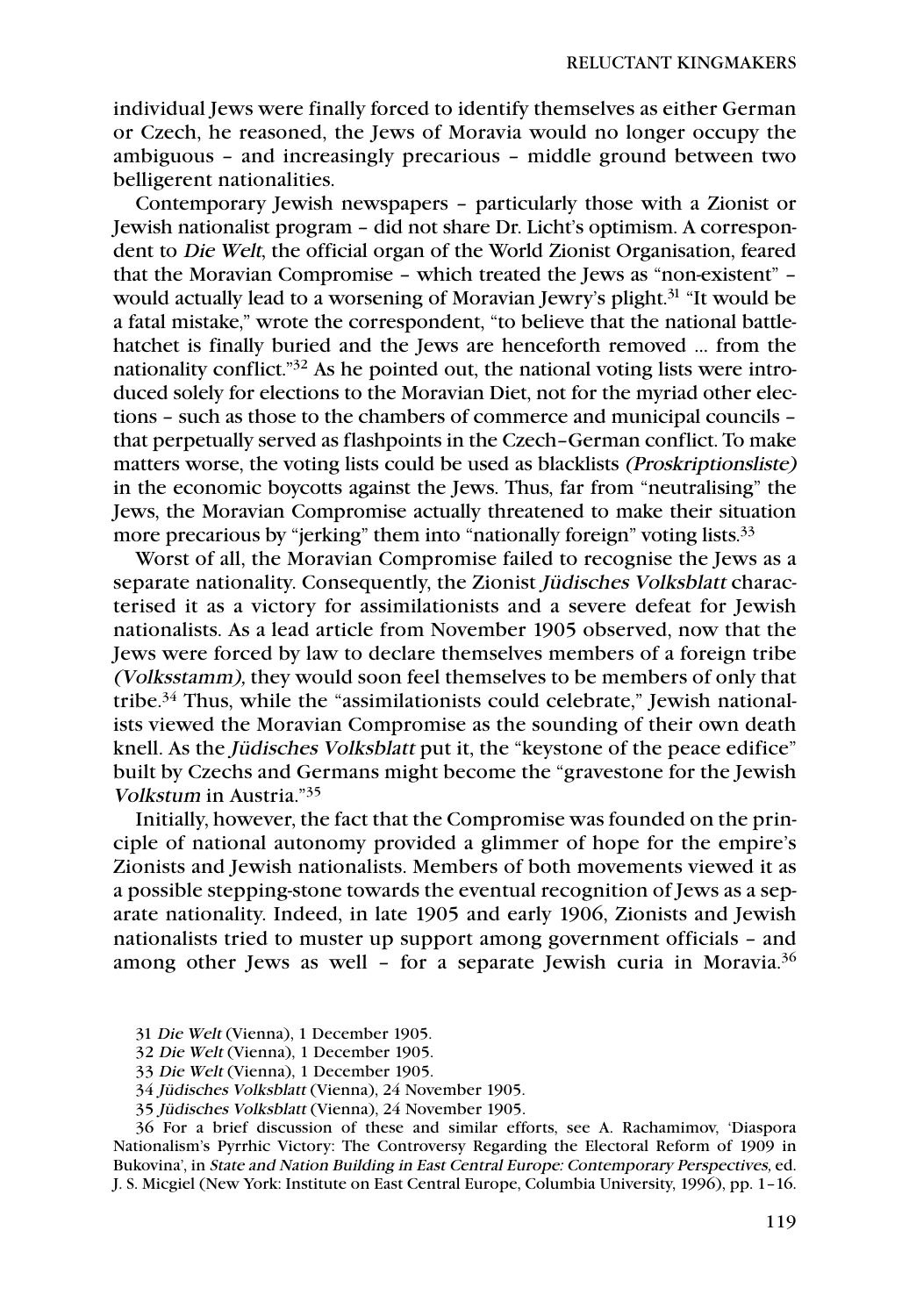individual Jews were finally forced to identify themselves as either German or Czech, he reasoned, the Jews of Moravia would no longer occupy the ambiguous – and increasingly precarious – middle ground between two belligerent nationalities.

Contemporary Jewish newspapers – particularly those with a Zionist or Jewish nationalist program – did not share Dr. Licht's optimism. A correspondent to *Die Welt*, the official organ of the World Zionist Organisation, feared that the Moravian Compromise – which treated the Jews as "non-existent" – would actually lead to a worsening of Moravian Jewry's plight.[31] "It would be a fatal mistake," wrote the correspondent, "to believe that the national battle-hatchet is finally buried and the Jews are henceforth removed ... from the nationality conflict."[32] As he pointed out, the national voting lists were introduced solely for elections to the Moravian Diet, not for the myriad other elections – such as those to the chambers of commerce and municipal councils – that perpetually served as flashpoints in the Czech–German conflict. To make matters worse, the voting lists could be used as blacklists *(Proskriptionsliste)* in the economic boycotts against the Jews. Thus, far from "neutralising" the Jews, the Moravian Compromise actually threatened to make their situation more precarious by "jerking" them into "nationally foreign" voting lists.[33]

Worst of all, the Moravian Compromise failed to recognise the Jews as a separate nationality. Consequently, the Zionist *Jüdisches Volksblatt* characterised it as a victory for assimilationists and a severe defeat for Jewish nationalists. As a lead article from November 1905 observed, now that the Jews were forced by law to declare themselves members of a foreign tribe *(Volksstamm)*, they would soon feel themselves to be members of only that tribe.[34] Thus, while the "assimilationists could celebrate," Jewish nationalists viewed the Moravian Compromise as the sounding of their own death knell. As the *Jüdisches Volksblatt* put it, the "keystone of the peace edifice" built by Czechs and Germans might become the "gravestone for the Jewish *Volkstum* in Austria."[35]

Initially, however, the fact that the Compromise was founded on the principle of national autonomy provided a glimmer of hope for the empire's Zionists and Jewish nationalists. Members of both movements viewed it as a possible stepping-stone towards the eventual recognition of Jews as a separate nationality. Indeed, in late 1905 and early 1906, Zionists and Jewish nationalists tried to muster up support among government officials – and among other Jews as well – for a separate Jewish curia in Moravia.[36]

31 *Die Welt* (Vienna), 1 December 1905.

32 *Die Welt* (Vienna), 1 December 1905.

33 *Die Welt* (Vienna), 1 December 1905.

34 *Jüdisches Volksblatt* (Vienna), 24 November 1905.

35 *Jüdisches Volksblatt* (Vienna), 24 November 1905.

36 For a brief discussion of these and similar efforts, see A. Rachamimov, 'Diaspora Nationalism's Pyrrhic Victory: The Controversy Regarding the Electoral Reform of 1909 in Bukovina', in *State and Nation Building in East Central Europe: Contemporary Perspectives*, ed. J. S. Micgiel (New York: Institute on East Central Europe, Columbia University, 1996), pp. 1–16.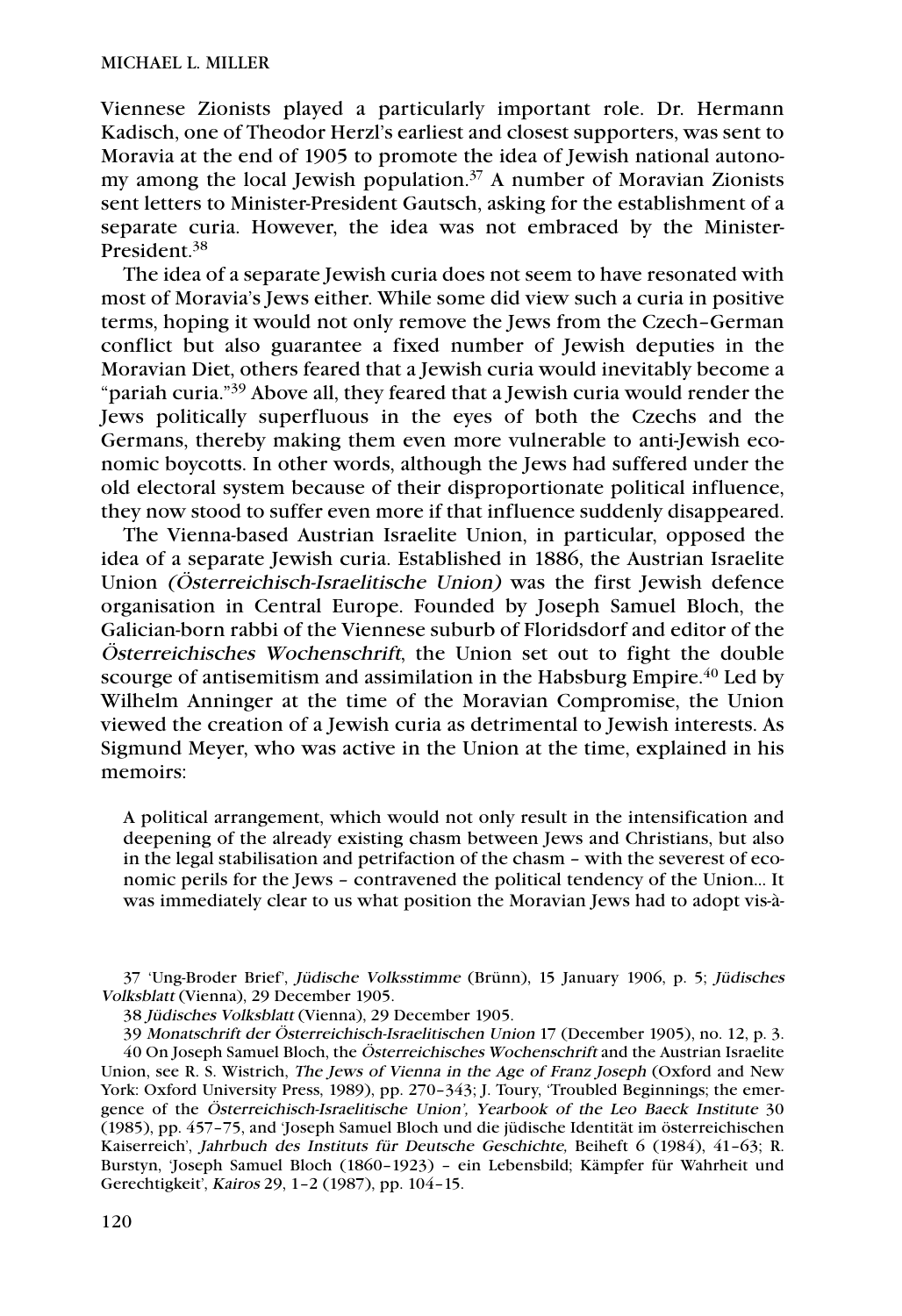Viennese Zionists played a particularly important role. Dr. Hermann Kadisch, one of Theodor Herzl's earliest and closest supporters, was sent to Moravia at the end of 1905 to promote the idea of Jewish national autonomy among the local Jewish population.[37] A number of Moravian Zionists sent letters to Minister-President Gautsch, asking for the establishment of a separate curia. However, the idea was not embraced by the Minister-President.[38]

The idea of a separate Jewish curia does not seem to have resonated with most of Moravia's Jews either. While some did view such a curia in positive terms, hoping it would not only remove the Jews from the Czech–German conflict but also guarantee a fixed number of Jewish deputies in the Moravian Diet, others feared that a Jewish curia would inevitably become a "pariah curia."[39] Above all, they feared that a Jewish curia would render the Jews politically superfluous in the eyes of both the Czechs and the Germans, thereby making them even more vulnerable to anti-Jewish economic boycotts. In other words, although the Jews had suffered under the old electoral system because of their disproportionate political influence, they now stood to suffer even more if that influence suddenly disappeared.

The Vienna-based Austrian Israelite Union, in particular, opposed the idea of a separate Jewish curia. Established in 1886, the Austrian Israelite Union *(Österreichisch-Israelitische Union)* was the first Jewish defence organisation in Central Europe. Founded by Joseph Samuel Bloch, the Galician-born rabbi of the Viennese suburb of Floridsdorf and editor of the *Österreichisches Wochenschrift*, the Union set out to fight the double scourge of antisemitism and assimilation in the Habsburg Empire.[40] Led by Wilhelm Anninger at the time of the Moravian Compromise, the Union viewed the creation of a Jewish curia as detrimental to Jewish interests. As Sigmund Meyer, who was active in the Union at the time, explained in his memoirs:

> A political arrangement, which would not only result in the intensification and deepening of the already existing chasm between Jews and Christians, but also in the legal stabilisation and petrifaction of the chasm – with the severest of economic perils for the Jews – contravened the political tendency of the Union... It was immediately clear to us what position the Moravian Jews had to adopt vis-à-

37 'Ung-Broder Brief', *Jüdische Volksstimme* (Brünn), 15 January 1906, p. 5; *Jüdisches Volksblatt* (Vienna), 29 December 1905.

38 *Jüdisches Volksblatt* (Vienna), 29 December 1905.

39 *Monatschrift der Österreichisch-Israelitischen Union* 17 (December 1905), no. 12, p. 3.

40 On Joseph Samuel Bloch, the *Österreichisches Wochenschrift* and the Austrian Israelite Union, see R. S. Wistrich, *The Jews of Vienna in the Age of Franz Joseph* (Oxford and New York: Oxford University Press, 1989), pp. 270–343; J. Toury, 'Troubled Beginnings; the emergence of the *Österreichisch-Israelitische Union', Yearbook of the Leo Baeck Institute* 30 (1985), pp. 457–75, and 'Joseph Samuel Bloch und die jüdische Identität im österreichischen Kaiserreich', *Jahrbuch des Instituts für Deutsche Geschichte,* Beiheft 6 (1984), 41–63; R. Burstyn, 'Joseph Samuel Bloch (1860–1923) – ein Lebensbild; Kämpfer für Wahrheit und Gerechtigkeit', *Kairos* 29, 1–2 (1987), pp. 104–15.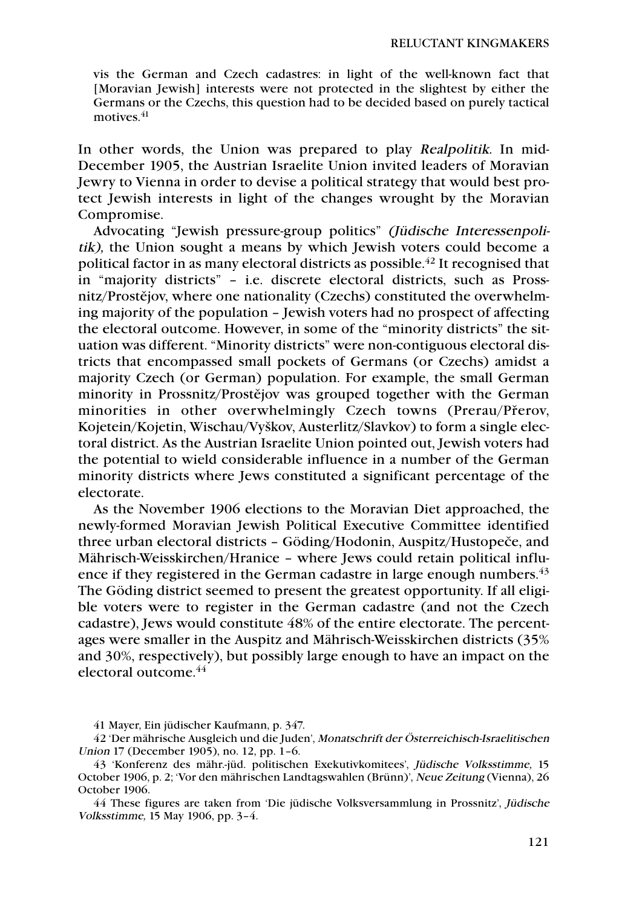> vis the German and Czech cadastres: in light of the well-known fact that [Moravian Jewish] interests were not protected in the slightest by either the Germans or the Czechs, this question had to be decided based on purely tactical motives.[41]

In other words, the Union was prepared to play *Realpolitik*. In mid-December 1905, the Austrian Israelite Union invited leaders of Moravian Jewry to Vienna in order to devise a political strategy that would best protect Jewish interests in light of the changes wrought by the Moravian Compromise.

Advocating "Jewish pressure-group politics" *(Jüdische Interessenpolitik),* the Union sought a means by which Jewish voters could become a political factor in as many electoral districts as possible.[42] It recognised that in "majority districts" – i.e. discrete electoral districts, such as Prossnitz/Prostějov, where one nationality (Czechs) constituted the overwhelming majority of the population – Jewish voters had no prospect of affecting the electoral outcome. However, in some of the "minority districts" the situation was different. "Minority districts" were non-contiguous electoral districts that encompassed small pockets of Germans (or Czechs) amidst a majority Czech (or German) population. For example, the small German minority in Prossnitz/Prostějov was grouped together with the German minorities in other overwhelmingly Czech towns (Prerau/Přerov, Kojetein/Kojetin, Wischau/Vyškov, Austerlitz/Slavkov) to form a single electoral district. As the Austrian Israelite Union pointed out, Jewish voters had the potential to wield considerable influence in a number of the German minority districts where Jews constituted a significant percentage of the electorate.

As the November 1906 elections to the Moravian Diet approached, the newly-formed Moravian Jewish Political Executive Committee identified three urban electoral districts – Göding/Hodonin, Auspitz/Hustopeče, and Mährisch-Weisskirchen/Hranice – where Jews could retain political influence if they registered in the German cadastre in large enough numbers.[43] The Göding district seemed to present the greatest opportunity. If all eligible voters were to register in the German cadastre (and not the Czech cadastre), Jews would constitute 48% of the entire electorate. The percentages were smaller in the Auspitz and Mährisch-Weisskirchen districts (35% and 30%, respectively), but possibly large enough to have an impact on the electoral outcome.[44]

---

41 Mayer, Ein jüdischer Kaufmann, p. 347.

42 'Der mährische Ausgleich und die Juden', *Monatschrift der Österreichisch-Israelitischen Union* 17 (December 1905), no. 12, pp. 1–6.

43 'Konferenz des mähr.-jüd. politischen Exekutivkomitees', *Jüdische Volksstimme,* 15 October 1906, p. 2; 'Vor den mährischen Landtagswahlen (Brünn)', *Neue Zeitung* (Vienna), 26 October 1906.

44 These figures are taken from 'Die jüdische Volksversammlung in Prossnitz', *Jüdische Volksstimme,* 15 May 1906, pp. 3–4.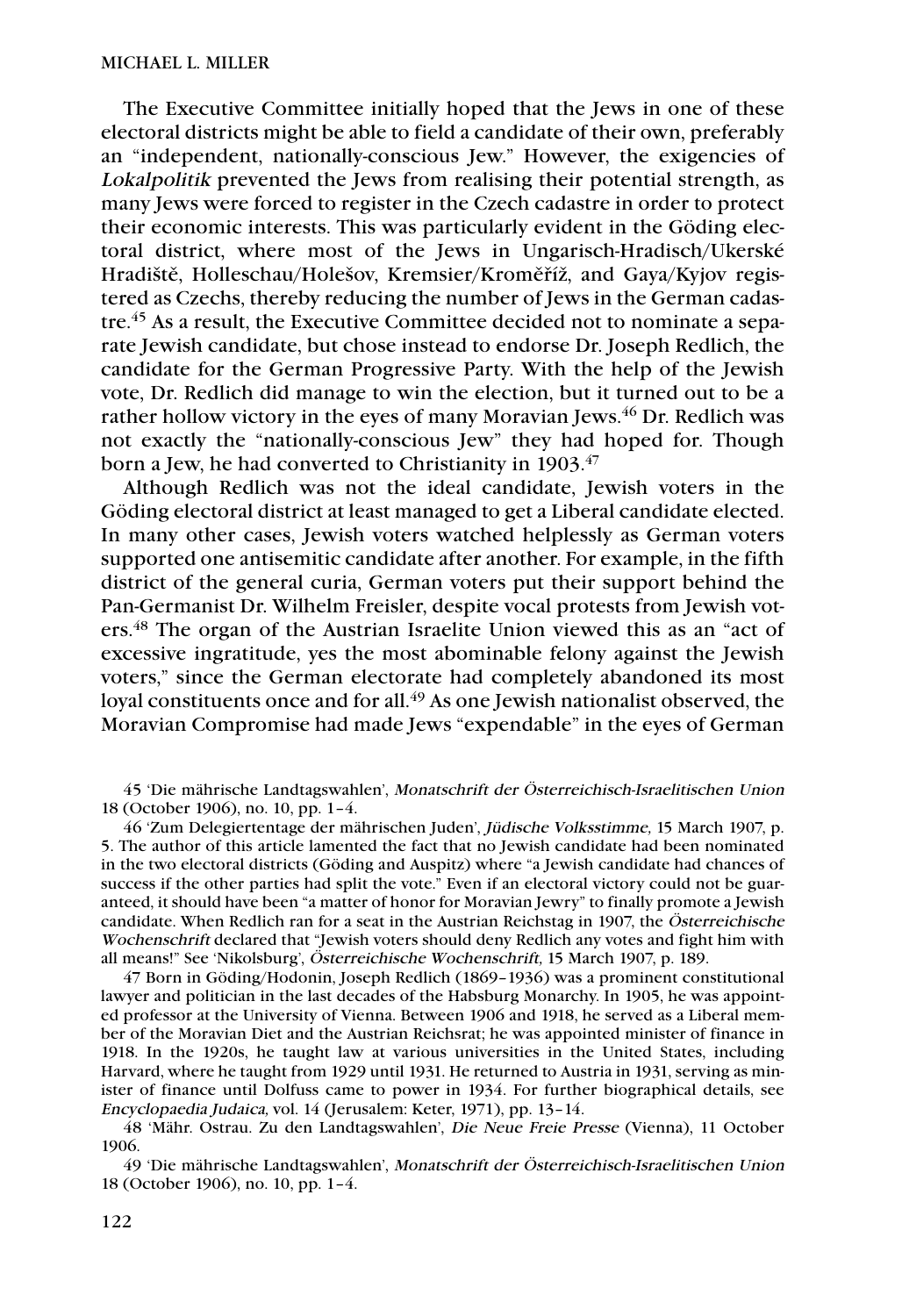The Executive Committee initially hoped that the Jews in one of these electoral districts might be able to field a candidate of their own, preferably an "independent, nationally-conscious Jew." However, the exigencies of *Lokalpolitik* prevented the Jews from realising their potential strength, as many Jews were forced to register in the Czech cadastre in order to protect their economic interests. This was particularly evident in the Göding electoral district, where most of the Jews in Ungarisch-Hradisch/Ukerské Hradiště, Holleschau/Holešov, Kremsier/Kroměříž, and Gaya/Kyjov registered as Czechs, thereby reducing the number of Jews in the German cadastre.[45] As a result, the Executive Committee decided not to nominate a separate Jewish candidate, but chose instead to endorse Dr. Joseph Redlich, the candidate for the German Progressive Party. With the help of the Jewish vote, Dr. Redlich did manage to win the election, but it turned out to be a rather hollow victory in the eyes of many Moravian Jews.[46] Dr. Redlich was not exactly the "nationally-conscious Jew" they had hoped for. Though born a Jew, he had converted to Christianity in 1903.[47]

Although Redlich was not the ideal candidate, Jewish voters in the Göding electoral district at least managed to get a Liberal candidate elected. In many other cases, Jewish voters watched helplessly as German voters supported one antisemitic candidate after another. For example, in the fifth district of the general curia, German voters put their support behind the Pan-Germanist Dr. Wilhelm Freisler, despite vocal protests from Jewish voters.[48] The organ of the Austrian Israelite Union viewed this as an "act of excessive ingratitude, yes the most abominable felony against the Jewish voters," since the German electorate had completely abandoned its most loyal constituents once and for all.[49] As one Jewish nationalist observed, the Moravian Compromise had made Jews "expendable" in the eyes of German

45 'Die mährische Landtagswahlen', *Monatschrift der Österreichisch-Israelitischen Union* 18 (October 1906), no. 10, pp. 1–4.

46 'Zum Delegiertentage der mährischen Juden', *Jüdische Volksstimme,* 15 March 1907, p. 5. The author of this article lamented the fact that no Jewish candidate had been nominated in the two electoral districts (Göding and Auspitz) where "a Jewish candidate had chances of success if the other parties had split the vote." Even if an electoral victory could not be guaranteed, it should have been "a matter of honor for Moravian Jewry" to finally promote a Jewish candidate. When Redlich ran for a seat in the Austrian Reichstag in 1907, the *Österreichische Wochenschrift* declared that "Jewish voters should deny Redlich any votes and fight him with all means!" See 'Nikolsburg', *Österreichische Wochenschrift,* 15 March 1907, p. 189.

47 Born in Göding/Hodonin, Joseph Redlich (1869–1936) was a prominent constitutional lawyer and politician in the last decades of the Habsburg Monarchy. In 1905, he was appointed professor at the University of Vienna. Between 1906 and 1918, he served as a Liberal member of the Moravian Diet and the Austrian Reichsrat; he was appointed minister of finance in 1918. In the 1920s, he taught law at various universities in the United States, including Harvard, where he taught from 1929 until 1931. He returned to Austria in 1931, serving as minister of finance until Dolfuss came to power in 1934. For further biographical details, see *Encyclopaedia Judaica,* vol. 14 (Jerusalem: Keter, 1971), pp. 13–14.

48 'Mähr. Ostrau. Zu den Landtagswahlen', *Die Neue Freie Presse* (Vienna), 11 October 1906.

49 'Die mährische Landtagswahlen', *Monatschrift der Österreichisch-Israelitischen Union* 18 (October 1906), no. 10, pp. 1–4.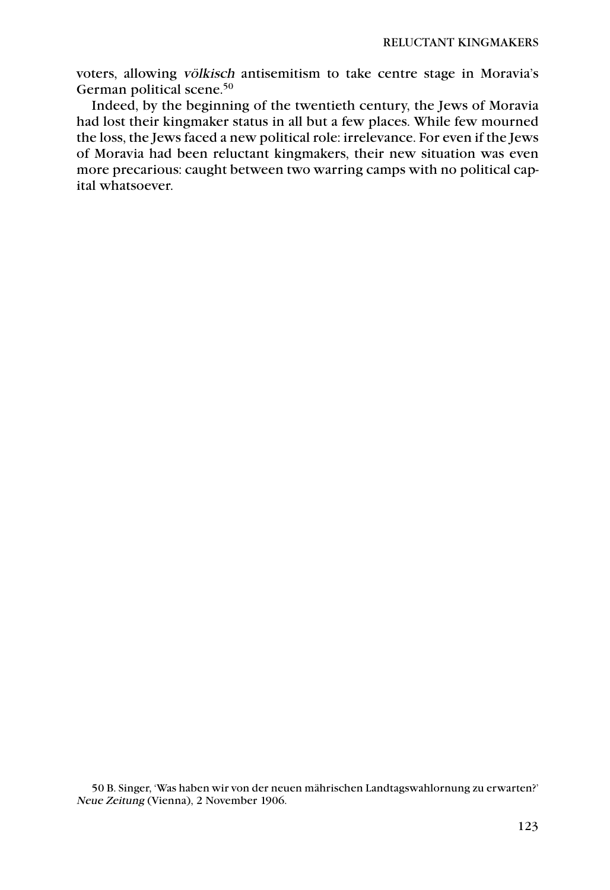voters, allowing *völkisch* antisemitism to take centre stage in Moravia's German political scene.[50]

Indeed, by the beginning of the twentieth century, the Jews of Moravia had lost their kingmaker status in all but a few places. While few mourned the loss, the Jews faced a new political role: irrelevance. For even if the Jews of Moravia had been reluctant kingmakers, their new situation was even more precarious: caught between two warring camps with no political capital whatsoever.

50 B. Singer, 'Was haben wir von der neuen mährischen Landtagswahlornung zu erwarten?' *Neue Zeitung* (Vienna), 2 November 1906.